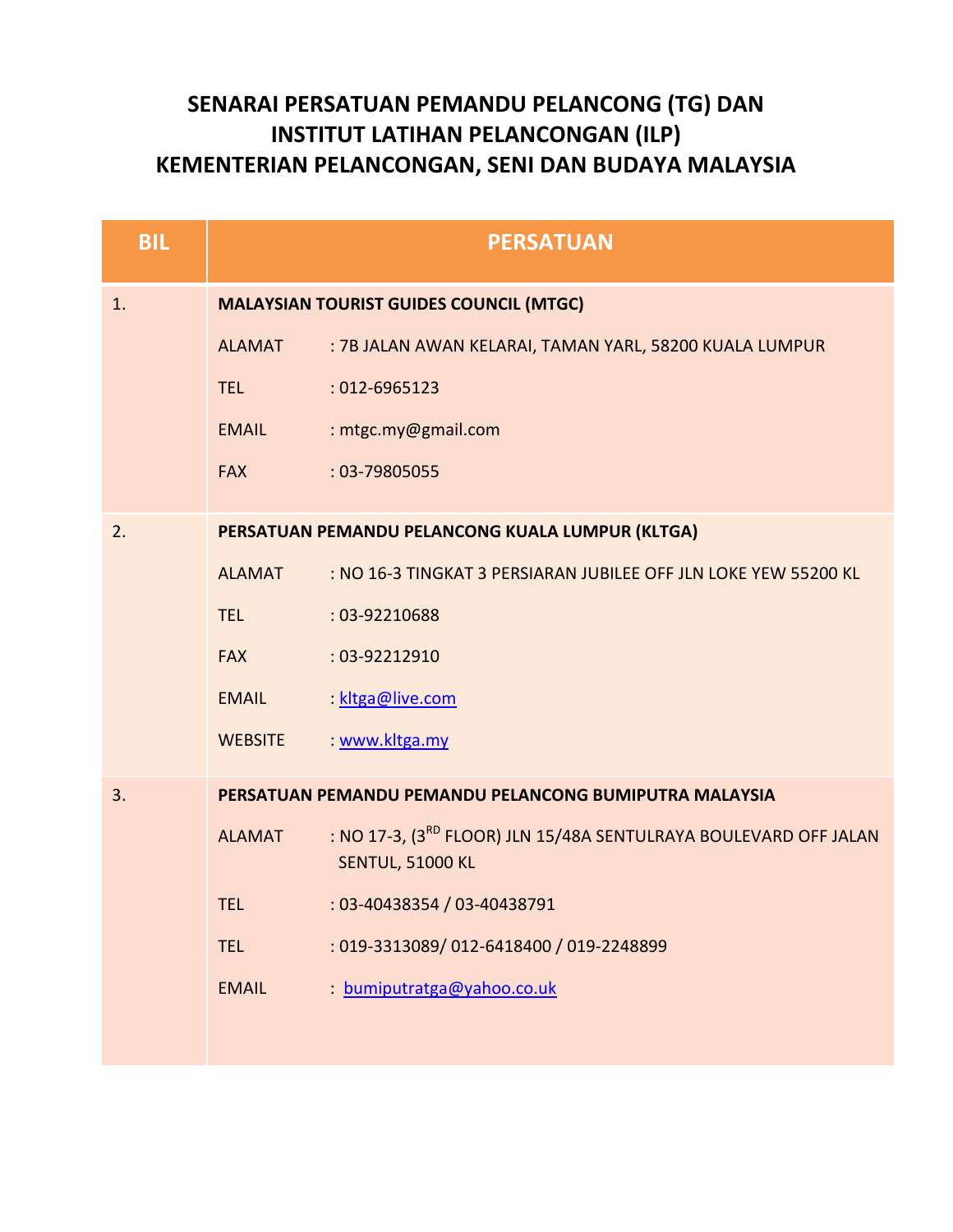# SENARAI PERSATUAN PEMANDU PELANCONG (TG) DAN INSTITUT LATIHAN PELANCONGAN (ILP) KEMENTERIAN PELANCONGAN, SENI DAN BUDAYA MALAYSIA

| BIL | PERSATUAN |
|---|---|
| 1. | **MALAYSIAN TOURIST GUIDES COUNCIL (MTGC)**<br>ALAMAT : 7B JALAN AWAN KELARAI, TAMAN YARL, 58200 KUALA LUMPUR<br>TEL : 012-6965123<br>EMAIL : mtgc.my@gmail.com<br>FAX : 03-79805055 |
| 2. | **PERSATUAN PEMANDU PELANCONG KUALA LUMPUR (KLTGA)**<br>ALAMAT : NO 16-3 TINGKAT 3 PERSIARAN JUBILEE OFF JLN LOKE YEW 55200 KL<br>TEL : 03-92210688<br>FAX : 03-92212910<br>EMAIL : kltga@live.com<br>WEBSITE : www.kltga.my |
| 3. | **PERSATUAN PEMANDU PEMANDU PELANCONG BUMIPUTRA MALAYSIA**<br>ALAMAT : NO 17-3, (3RD FLOOR) JLN 15/48A SENTULRAYA BOULEVARD OFF JALAN SENTUL, 51000 KL<br>TEL : 03-40438354 / 03-40438791<br>TEL : 019-3313089/ 012-6418400 / 019-2248899<br>EMAIL : bumiputratga@yahoo.co.uk |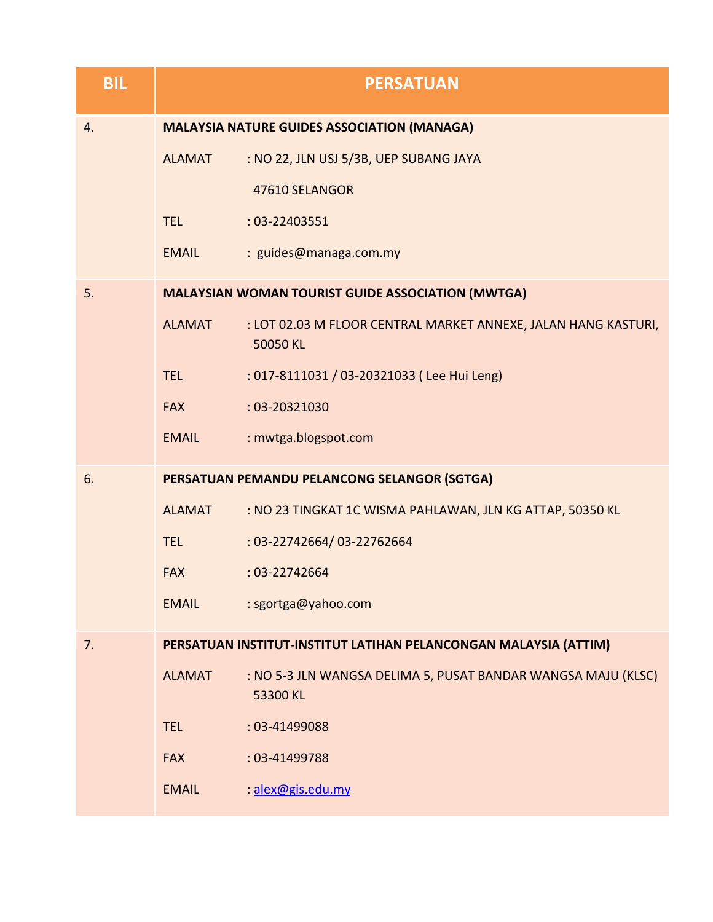| BIL | PERSATUAN |
|---|---|
| 4. | **MALAYSIA NATURE GUIDES ASSOCIATION (MANAGA)**<br>ALAMAT : NO 22, JLN USJ 5/3B, UEP SUBANG JAYA 47610 SELANGOR<br>TEL : 03-22403551<br>EMAIL : guides@managa.com.my |
| 5. | **MALAYSIAN WOMAN TOURIST GUIDE ASSOCIATION (MWTGA)**<br>ALAMAT : LOT 02.03 M FLOOR CENTRAL MARKET ANNEXE, JALAN HANG KASTURI, 50050 KL<br>TEL : 017-8111031 / 03-20321033 ( Lee Hui Leng)<br>FAX : 03-20321030<br>EMAIL : mwtga.blogspot.com |
| 6. | **PERSATUAN PEMANDU PELANCONG SELANGOR (SGTGA)**<br>ALAMAT : NO 23 TINGKAT 1C WISMA PAHLAWAN, JLN KG ATTAP, 50350 KL<br>TEL : 03-22742664/ 03-22762664<br>FAX : 03-22742664<br>EMAIL : sgortga@yahoo.com |
| 7. | **PERSATUAN INSTITUT-INSTITUT LATIHAN PELANCONGAN MALAYSIA (ATTIM)**<br>ALAMAT : NO 5-3 JLN WANGSA DELIMA 5, PUSAT BANDAR WANGSA MAJU (KLSC) 53300 KL<br>TEL : 03-41499088<br>FAX : 03-41499788<br>EMAIL : alex@gis.edu.my |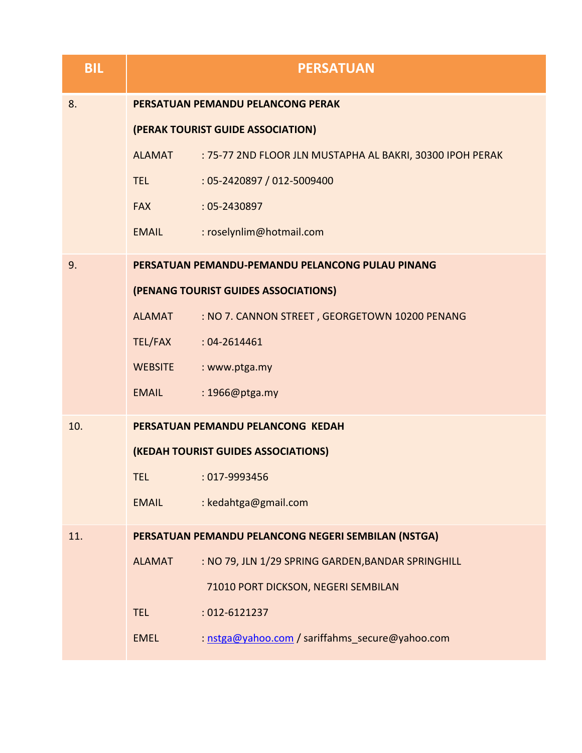| BIL | PERSATUAN |
|---|---|
| 8. | **PERSATUAN PEMANDU PELANCONG PERAK**<br><br>**(PERAK TOURIST GUIDE ASSOCIATION)**<br><br>ALAMAT : 75-77 2ND FLOOR JLN MUSTAPHA AL BAKRI, 30300 IPOH PERAK<br><br>TEL : 05-2420897 / 012-5009400<br><br>FAX : 05-2430897<br><br>EMAIL : roselynlim@hotmail.com |
| 9. | **PERSATUAN PEMANDU-PEMANDU PELANCONG PULAU PINANG**<br><br>**(PENANG TOURIST GUIDES ASSOCIATIONS)**<br><br>ALAMAT : NO 7. CANNON STREET , GEORGETOWN 10200 PENANG<br><br>TEL/FAX : 04-2614461<br><br>WEBSITE : www.ptga.my<br><br>EMAIL : 1966@ptga.my |
| 10. | **PERSATUAN PEMANDU PELANCONG KEDAH**<br><br>**(KEDAH TOURIST GUIDES ASSOCIATIONS)**<br><br>TEL : 017-9993456<br><br>EMAIL : kedahtga@gmail.com |
| 11. | **PERSATUAN PEMANDU PELANCONG NEGERI SEMBILAN (NSTGA)**<br><br>ALAMAT : NO 79, JLN 1/29 SPRING GARDEN,BANDAR SPRINGHILL<br>71010 PORT DICKSON, NEGERI SEMBILAN<br><br>TEL : 012-6121237<br><br>EMEL : nstga@yahoo.com / sariffahms_secure@yahoo.com |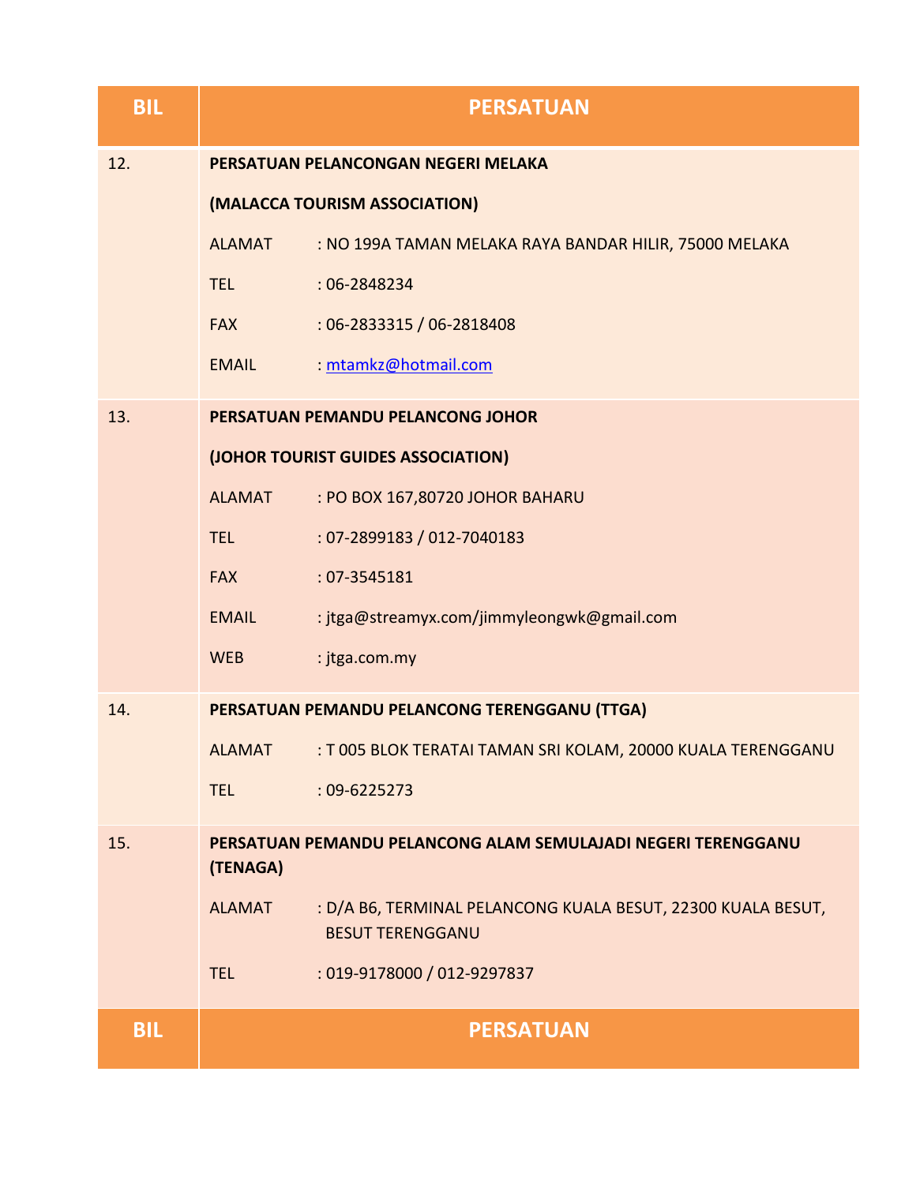| BIL | PERSATUAN |
|---|---|
| 12. | **PERSATUAN PELANCONGAN NEGERI MELAKA**<br>**(MALACCA TOURISM ASSOCIATION)**<br>ALAMAT : NO 199A TAMAN MELAKA RAYA BANDAR HILIR, 75000 MELAKA<br>TEL : 06-2848234<br>FAX : 06-2833315 / 06-2818408<br>EMAIL : mtamkz@hotmail.com |
| 13. | **PERSATUAN PEMANDU PELANCONG JOHOR**<br>**(JOHOR TOURIST GUIDES ASSOCIATION)**<br>ALAMAT : PO BOX 167,80720 JOHOR BAHARU<br>TEL : 07-2899183 / 012-7040183<br>FAX : 07-3545181<br>EMAIL : jtga@streamyx.com/jimmyleongwk@gmail.com<br>WEB : jtga.com.my |
| 14. | **PERSATUAN PEMANDU PELANCONG TERENGGANU (TTGA)**<br>ALAMAT : T 005 BLOK TERATAI TAMAN SRI KOLAM, 20000 KUALA TERENGGANU<br>TEL : 09-6225273 |
| 15. | **PERSATUAN PEMANDU PELANCONG ALAM SEMULAJADI NEGERI TERENGGANU (TENAGA)**<br>ALAMAT : D/A B6, TERMINAL PELANCONG KUALA BESUT, 22300 KUALA BESUT, BESUT TERENGGANU<br>TEL : 019-9178000 / 012-9297837 |
| **BIL** | **PERSATUAN** |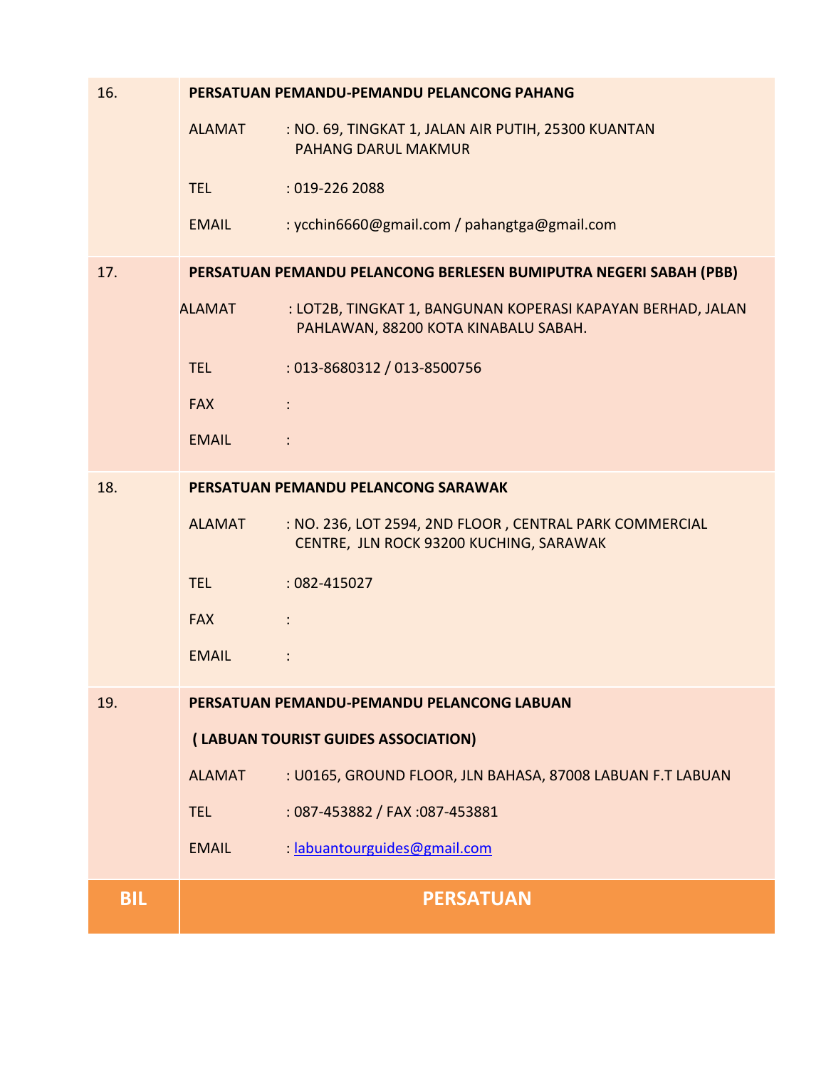| BIL | PERSATUAN |
|---|---|
| 16. | **PERSATUAN PEMANDU-PEMANDU PELANCONG PAHANG**<br><br>ALAMAT : NO. 69, TINGKAT 1, JALAN AIR PUTIH, 25300 KUANTAN PAHANG DARUL MAKMUR<br><br>TEL : 019-226 2088<br><br>EMAIL : ycchin6660@gmail.com / pahangtga@gmail.com |
| 17. | **PERSATUAN PEMANDU PELANCONG BERLESEN BUMIPUTRA NEGERI SABAH (PBB)**<br><br>ALAMAT : LOT2B, TINGKAT 1, BANGUNAN KOPERASI KAPAYAN BERHAD, JALAN PAHLAWAN, 88200 KOTA KINABALU SABAH.<br><br>TEL : 013-8680312 / 013-8500756<br><br>FAX :<br><br>EMAIL : |
| 18. | **PERSATUAN PEMANDU PELANCONG SARAWAK**<br><br>ALAMAT : NO. 236, LOT 2594, 2ND FLOOR , CENTRAL PARK COMMERCIAL CENTRE, JLN ROCK 93200 KUCHING, SARAWAK<br><br>TEL : 082-415027<br><br>FAX :<br><br>EMAIL : |
| 19. | **PERSATUAN PEMANDU-PEMANDU PELANCONG LABUAN**<br><br>**( LABUAN TOURIST GUIDES ASSOCIATION)**<br><br>ALAMAT : U0165, GROUND FLOOR, JLN BAHASA, 87008 LABUAN F.T LABUAN<br><br>TEL : 087-453882 / FAX :087-453881<br><br>EMAIL : labuantourguides@gmail.com |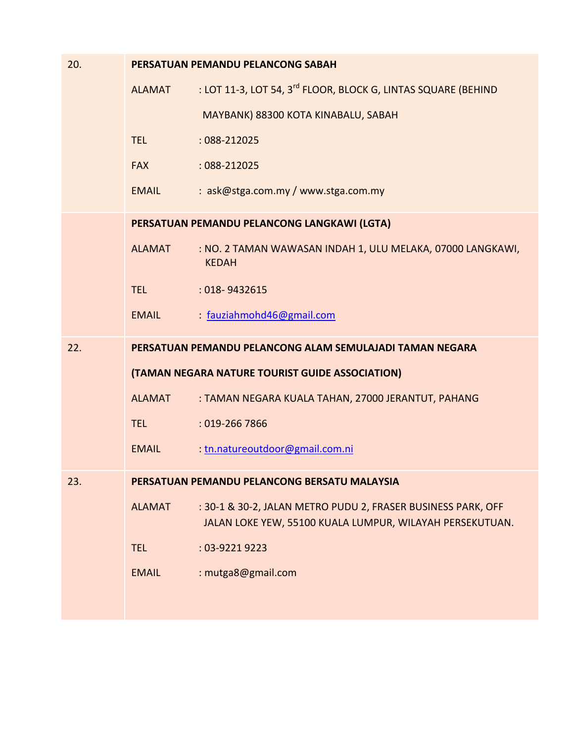| | |
|---|---|
| 20. | **PERSATUAN PEMANDU PELANCONG SABAH**<br><br>ALAMAT : LOT 11-3, LOT 54, 3rd FLOOR, BLOCK G, LINTAS SQUARE (BEHIND MAYBANK) 88300 KOTA KINABALU, SABAH<br><br>TEL : 088-212025<br><br>FAX : 088-212025<br><br>EMAIL : ask@stga.com.my / www.stga.com.my |
| | **PERSATUAN PEMANDU PELANCONG LANGKAWI (LGTA)**<br><br>ALAMAT : NO. 2 TAMAN WAWASAN INDAH 1, ULU MELAKA, 07000 LANGKAWI, KEDAH<br><br>TEL : 018- 9432615<br><br>EMAIL : fauziahmohd46@gmail.com |
| 22. | **PERSATUAN PEMANDU PELANCONG ALAM SEMULAJADI TAMAN NEGARA**<br><br>**(TAMAN NEGARA NATURE TOURIST GUIDE ASSOCIATION)**<br><br>ALAMAT : TAMAN NEGARA KUALA TAHAN, 27000 JERANTUT, PAHANG<br><br>TEL : 019-266 7866<br><br>EMAIL : tn.natureoutdoor@gmail.com.ni |
| 23. | **PERSATUAN PEMANDU PELANCONG BERSATU MALAYSIA**<br><br>ALAMAT : 30-1 & 30-2, JALAN METRO PUDU 2, FRASER BUSINESS PARK, OFF JALAN LOKE YEW, 55100 KUALA LUMPUR, WILAYAH PERSEKUTUAN.<br><br>TEL : 03-9221 9223<br><br>EMAIL : mutga8@gmail.com |